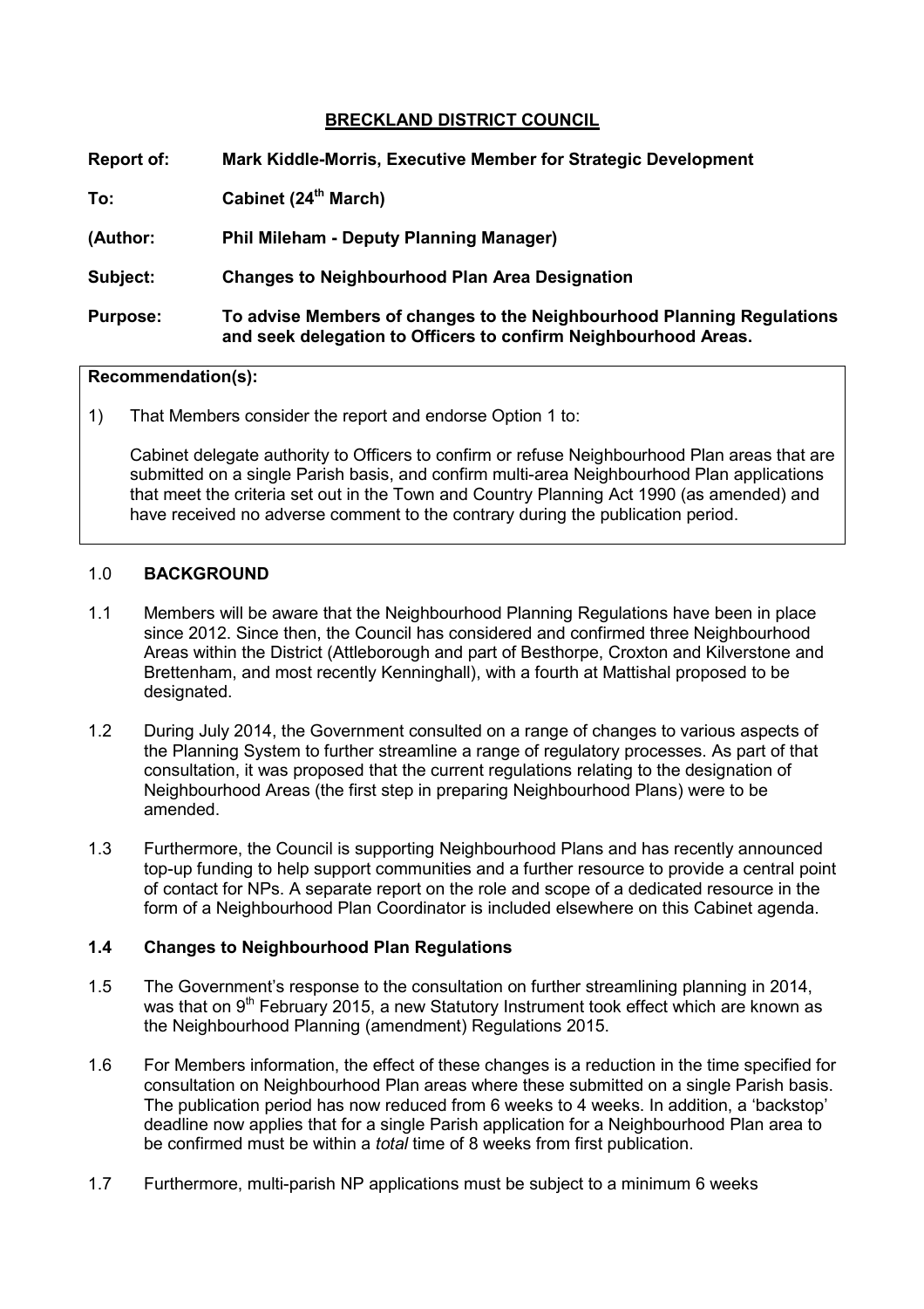# BRECKLAND DISTRICT COUNCIL

**Report of:** **Mark Kiddle-Morris, Executive Member for Strategic Development**

**To:** **Cabinet (24th March)**

**(Author:** **Phil Mileham - Deputy Planning Manager)**

**Subject:** **Changes to Neighbourhood Plan Area Designation**

**Purpose:** **To advise Members of changes to the Neighbourhood Planning Regulations and seek delegation to Officers to confirm Neighbourhood Areas.**

**Recommendation(s):**

1) That Members consider the report and endorse Option 1 to:

Cabinet delegate authority to Officers to confirm or refuse Neighbourhood Plan areas that are submitted on a single Parish basis, and confirm multi-area Neighbourhood Plan applications that meet the criteria set out in the Town and Country Planning Act 1990 (as amended) and have received no adverse comment to the contrary during the publication period.

## 1.0 BACKGROUND

1.1 Members will be aware that the Neighbourhood Planning Regulations have been in place since 2012. Since then, the Council has considered and confirmed three Neighbourhood Areas within the District (Attleborough and part of Besthorpe, Croxton and Kilverstone and Brettenham, and most recently Kenninghall), with a fourth at Mattishal proposed to be designated.

1.2 During July 2014, the Government consulted on a range of changes to various aspects of the Planning System to further streamline a range of regulatory processes. As part of that consultation, it was proposed that the current regulations relating to the designation of Neighbourhood Areas (the first step in preparing Neighbourhood Plans) were to be amended.

1.3 Furthermore, the Council is supporting Neighbourhood Plans and has recently announced top-up funding to help support communities and a further resource to provide a central point of contact for NPs. A separate report on the role and scope of a dedicated resource in the form of a Neighbourhood Plan Coordinator is included elsewhere on this Cabinet agenda.

### 1.4 Changes to Neighbourhood Plan Regulations

1.5 The Government's response to the consultation on further streamlining planning in 2014, was that on 9th February 2015, a new Statutory Instrument took effect which are known as the Neighbourhood Planning (amendment) Regulations 2015.

1.6 For Members information, the effect of these changes is a reduction in the time specified for consultation on Neighbourhood Plan areas where these submitted on a single Parish basis. The publication period has now reduced from 6 weeks to 4 weeks. In addition, a 'backstop' deadline now applies that for a single Parish application for a Neighbourhood Plan area to be confirmed must be within a *total* time of 8 weeks from first publication.

1.7 Furthermore, multi-parish NP applications must be subject to a minimum 6 weeks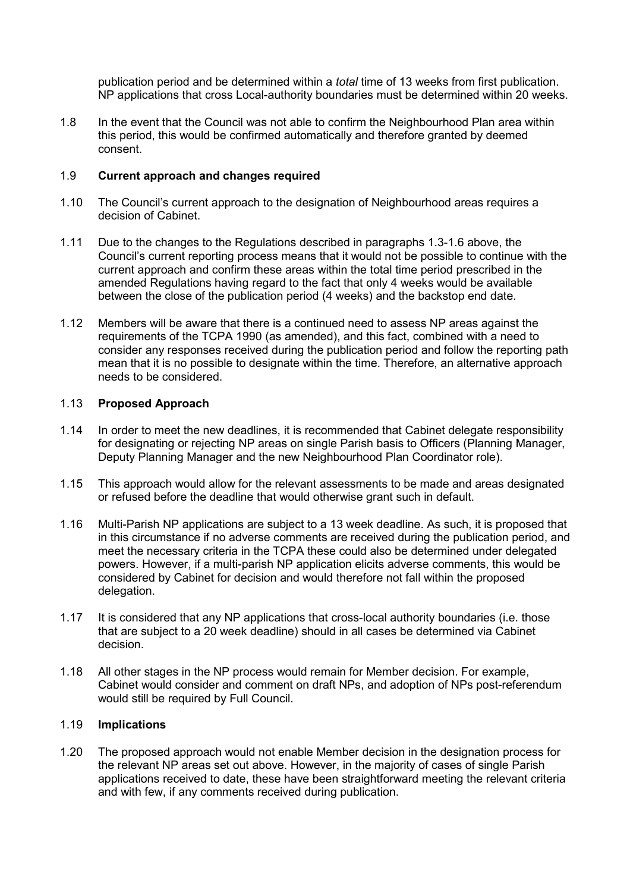publication period and be determined within a *total* time of 13 weeks from first publication. NP applications that cross Local-authority boundaries must be determined within 20 weeks.

1.8 In the event that the Council was not able to confirm the Neighbourhood Plan area within this period, this would be confirmed automatically and therefore granted by deemed consent.

1.9 **Current approach and changes required**

1.10 The Council's current approach to the designation of Neighbourhood areas requires a decision of Cabinet.

1.11 Due to the changes to the Regulations described in paragraphs 1.3-1.6 above, the Council's current reporting process means that it would not be possible to continue with the current approach and confirm these areas within the total time period prescribed in the amended Regulations having regard to the fact that only 4 weeks would be available between the close of the publication period (4 weeks) and the backstop end date.

1.12 Members will be aware that there is a continued need to assess NP areas against the requirements of the TCPA 1990 (as amended), and this fact, combined with a need to consider any responses received during the publication period and follow the reporting path mean that it is no possible to designate within the time. Therefore, an alternative approach needs to be considered.

1.13 **Proposed Approach**

1.14 In order to meet the new deadlines, it is recommended that Cabinet delegate responsibility for designating or rejecting NP areas on single Parish basis to Officers (Planning Manager, Deputy Planning Manager and the new Neighbourhood Plan Coordinator role).

1.15 This approach would allow for the relevant assessments to be made and areas designated or refused before the deadline that would otherwise grant such in default.

1.16 Multi-Parish NP applications are subject to a 13 week deadline. As such, it is proposed that in this circumstance if no adverse comments are received during the publication period, and meet the necessary criteria in the TCPA these could also be determined under delegated powers. However, if a multi-parish NP application elicits adverse comments, this would be considered by Cabinet for decision and would therefore not fall within the proposed delegation.

1.17 It is considered that any NP applications that cross-local authority boundaries (i.e. those that are subject to a 20 week deadline) should in all cases be determined via Cabinet decision.

1.18 All other stages in the NP process would remain for Member decision. For example, Cabinet would consider and comment on draft NPs, and adoption of NPs post-referendum would still be required by Full Council.

1.19 **Implications**

1.20 The proposed approach would not enable Member decision in the designation process for the relevant NP areas set out above. However, in the majority of cases of single Parish applications received to date, these have been straightforward meeting the relevant criteria and with few, if any comments received during publication.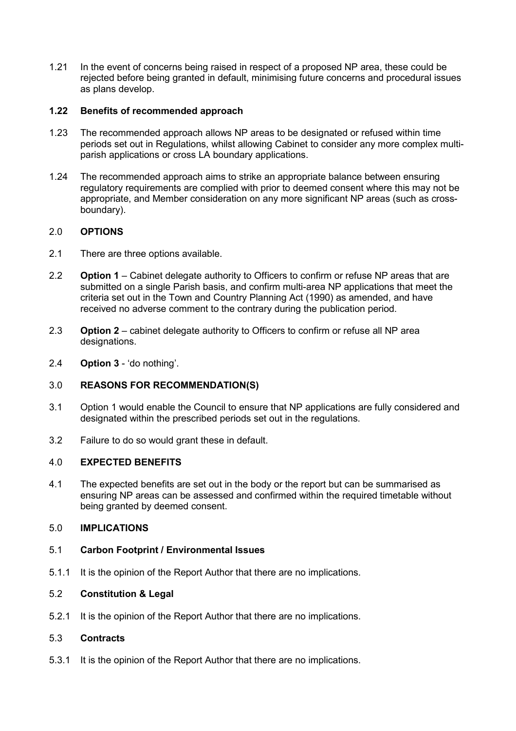1.21 In the event of concerns being raised in respect of a proposed NP area, these could be rejected before being granted in default, minimising future concerns and procedural issues as plans develop.

**1.22 Benefits of recommended approach**

1.23 The recommended approach allows NP areas to be designated or refused within time periods set out in Regulations, whilst allowing Cabinet to consider any more complex multi-parish applications or cross LA boundary applications.

1.24 The recommended approach aims to strike an appropriate balance between ensuring regulatory requirements are complied with prior to deemed consent where this may not be appropriate, and Member consideration on any more significant NP areas (such as cross-boundary).

## 2.0 OPTIONS

2.1 There are three options available.

2.2 **Option 1** – Cabinet delegate authority to Officers to confirm or refuse NP areas that are submitted on a single Parish basis, and confirm multi-area NP applications that meet the criteria set out in the Town and Country Planning Act (1990) as amended, and have received no adverse comment to the contrary during the publication period.

2.3 **Option 2** – cabinet delegate authority to Officers to confirm or refuse all NP area designations.

2.4 **Option 3** - 'do nothing'.

## 3.0 REASONS FOR RECOMMENDATION(S)

3.1 Option 1 would enable the Council to ensure that NP applications are fully considered and designated within the prescribed periods set out in the regulations.

3.2 Failure to do so would grant these in default.

## 4.0 EXPECTED BENEFITS

4.1 The expected benefits are set out in the body or the report but can be summarised as ensuring NP areas can be assessed and confirmed within the required timetable without being granted by deemed consent.

## 5.0 IMPLICATIONS

### 5.1 Carbon Footprint / Environmental Issues

5.1.1 It is the opinion of the Report Author that there are no implications.

### 5.2 Constitution & Legal

5.2.1 It is the opinion of the Report Author that there are no implications.

### 5.3 Contracts

5.3.1 It is the opinion of the Report Author that there are no implications.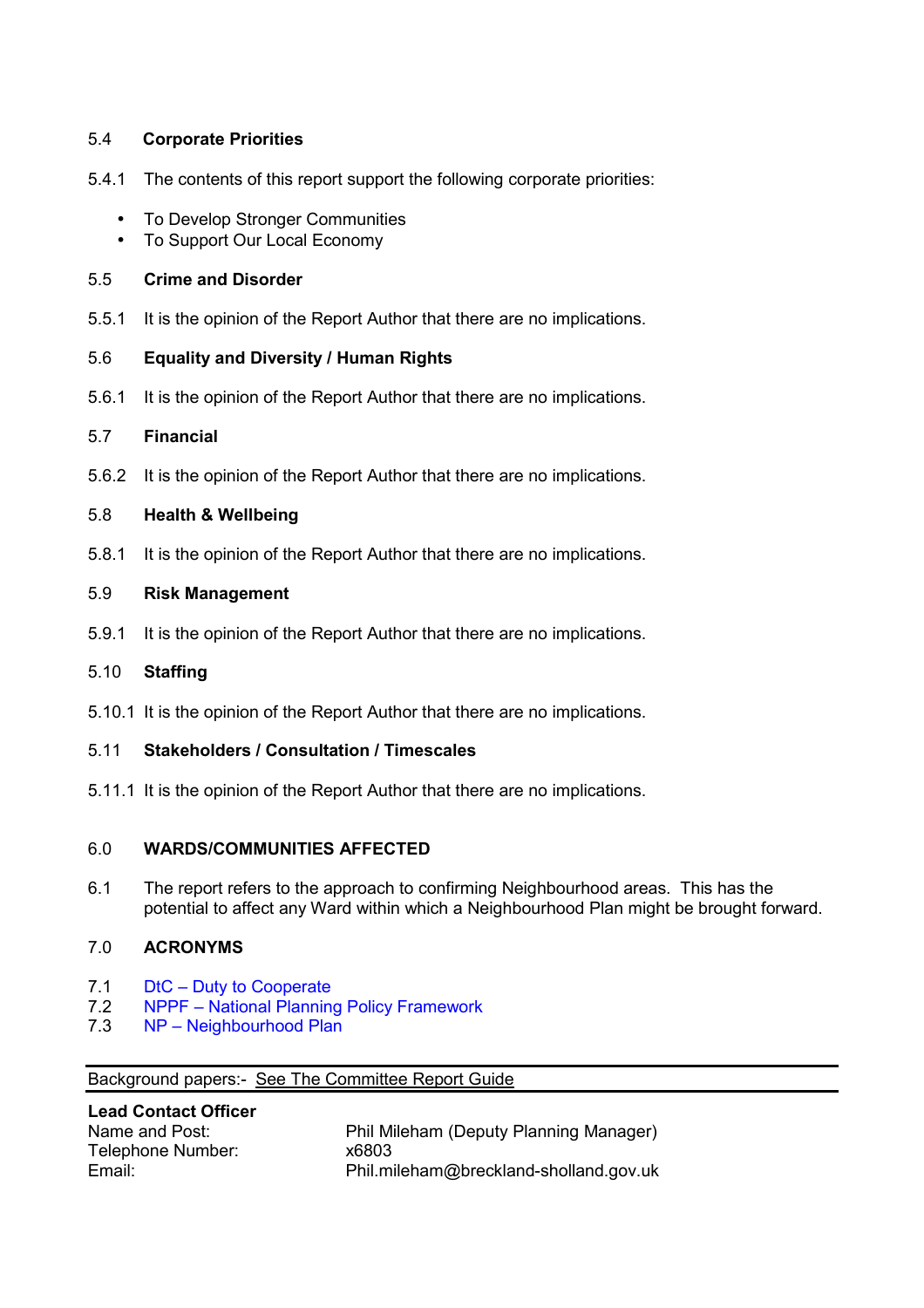5.4 **Corporate Priorities**

5.4.1 The contents of this report support the following corporate priorities:

- To Develop Stronger Communities
- To Support Our Local Economy

5.5 **Crime and Disorder**

5.5.1 It is the opinion of the Report Author that there are no implications.

5.6 **Equality and Diversity / Human Rights**

5.6.1 It is the opinion of the Report Author that there are no implications.

5.7 **Financial**

5.6.2 It is the opinion of the Report Author that there are no implications.

5.8 **Health & Wellbeing**

5.8.1 It is the opinion of the Report Author that there are no implications.

5.9 **Risk Management**

5.9.1 It is the opinion of the Report Author that there are no implications.

5.10 **Staffing**

5.10.1 It is the opinion of the Report Author that there are no implications.

5.11 **Stakeholders / Consultation / Timescales**

5.11.1 It is the opinion of the Report Author that there are no implications.

6.0 **WARDS/COMMUNITIES AFFECTED**

6.1 The report refers to the approach to confirming Neighbourhood areas. This has the potential to affect any Ward within which a Neighbourhood Plan might be brought forward.

7.0 **ACRONYMS**

7.1 DtC – Duty to Cooperate
7.2 NPPF – National Planning Policy Framework
7.3 NP – Neighbourhood Plan

---

Background papers:- See The Committee Report Guide

---

**Lead Contact Officer**

| | |
|---|---|
| Name and Post: | Phil Mileham (Deputy Planning Manager) |
| Telephone Number: | x6803 |
| Email: | Phil.mileham@breckland-sholland.gov.uk |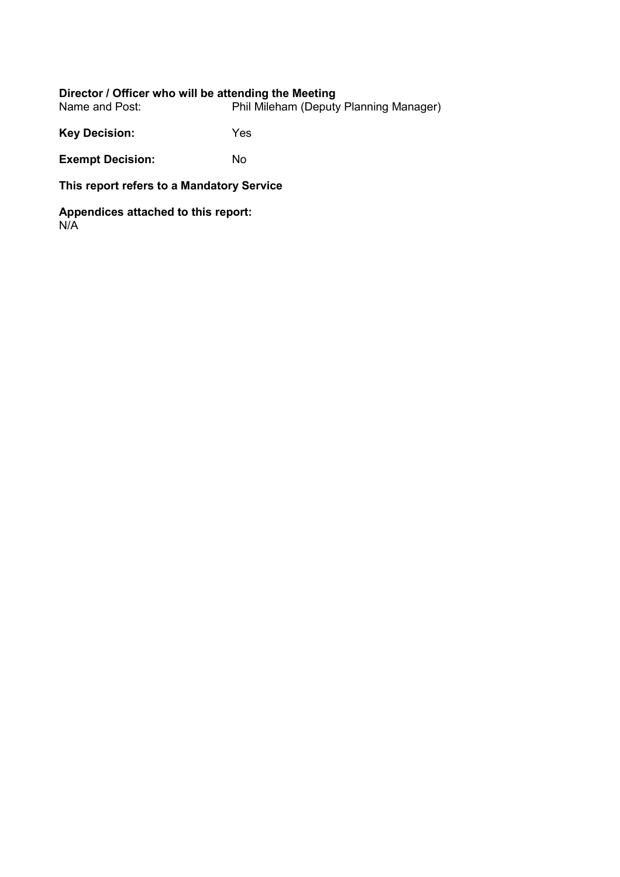**Director / Officer who will be attending the Meeting**
Name and Post: Phil Mileham (Deputy Planning Manager)

**Key Decision:** Yes

**Exempt Decision:** No

**This report refers to a Mandatory Service**

**Appendices attached to this report:**
N/A